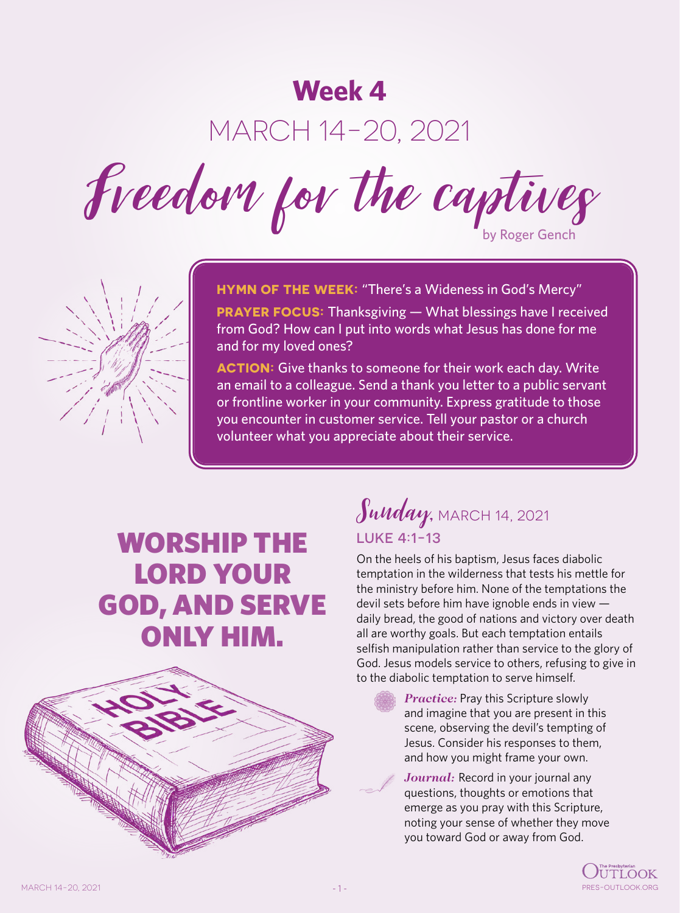# Week 4

## MARCH 14–20, 2021

# Freedom for the captives

by Roger Gench

**HYMN OF THE WEEK:** "There's a Wideness in God's Mercy"

**PRAYER FOCUS:** Thanksgiving — What blessings have I received from God? How can I put into words what Jesus has done for me and for my loved ones?

**ACTION:** Give thanks to someone for their work each day. Write an email to a colleague. Send a thank you letter to a public servant or frontline worker in your community. Express gratitude to those you encounter in customer service. Tell your pastor or a church volunteer what you appreciate about their service.

## WORSHIP THE LORD YOUR GOD, AND SERVE ONLY HIM.

## Sunday, MARCH 14, 2021

### LUKE 4:1–13

On the heels of his baptism, Jesus faces diabolic temptation in the wilderness that tests his mettle for the ministry before him. None of the temptations the devil sets before him have ignoble ends in view — daily bread, the good of nations and victory over death all are worthy goals. But each temptation entails selfish manipulation rather than service to the glory of God. Jesus models service to others, refusing to give in to the diabolic temptation to serve himself.

***Practice:*** Pray this Scripture slowly and imagine that you are present in this scene, observing the devil's tempting of Jesus. Consider his responses to them, and how you might frame your own.

***Journal:*** Record in your journal any questions, thoughts or emotions that emerge as you pray with this Scripture, noting your sense of whether they move you toward God or away from God.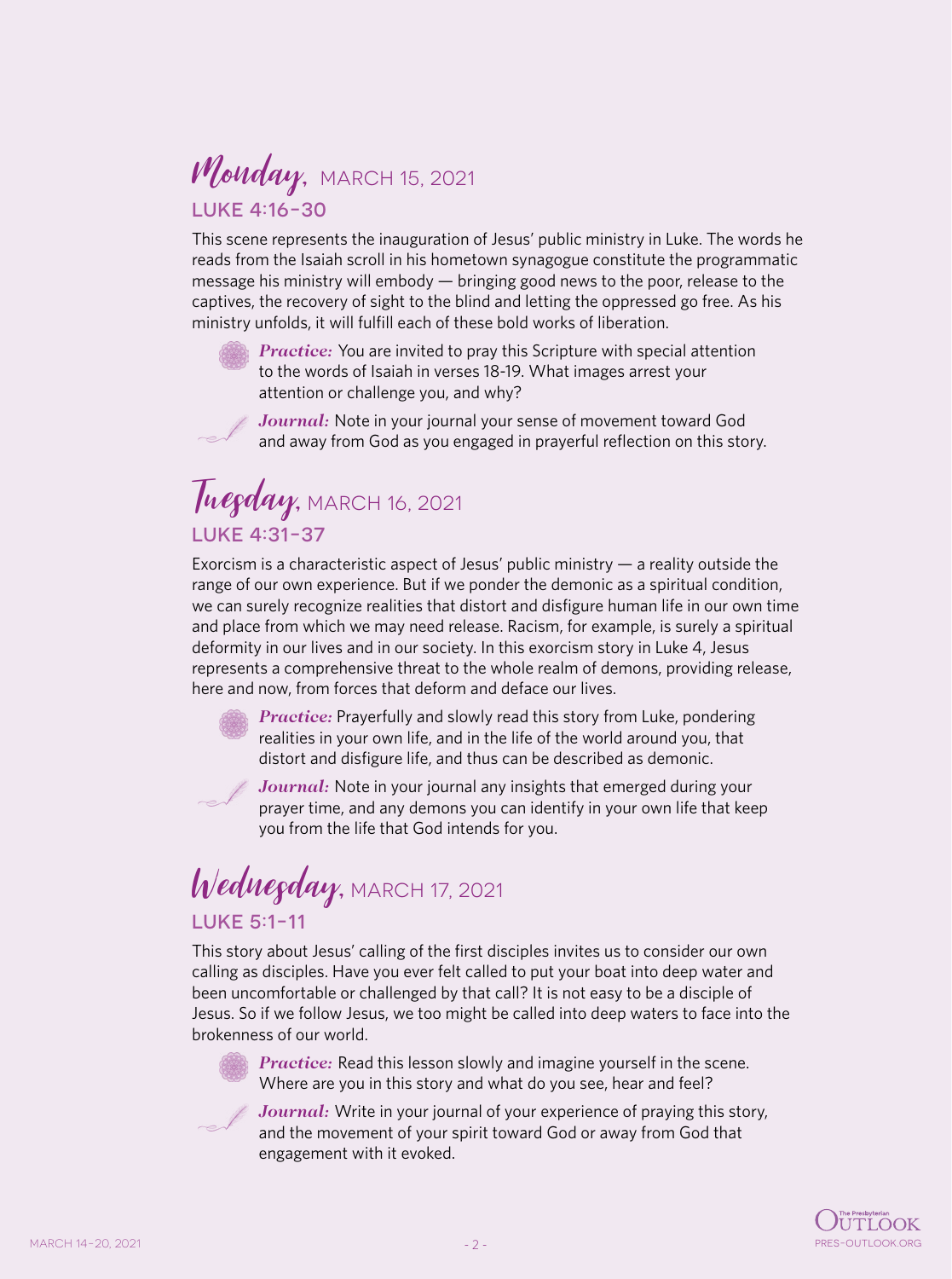## *Monday*, MARCH 15, 2021

### LUKE 4:16-30

This scene represents the inauguration of Jesus' public ministry in Luke. The words he reads from the Isaiah scroll in his hometown synagogue constitute the programmatic message his ministry will embody — bringing good news to the poor, release to the captives, the recovery of sight to the blind and letting the oppressed go free. As his ministry unfolds, it will fulfill each of these bold works of liberation.

***Practice:*** You are invited to pray this Scripture with special attention to the words of Isaiah in verses 18-19. What images arrest your attention or challenge you, and why?

***Journal:*** Note in your journal your sense of movement toward God and away from God as you engaged in prayerful reflection on this story.

## *Tuesday*, MARCH 16, 2021

### LUKE 4:31-37

Exorcism is a characteristic aspect of Jesus' public ministry — a reality outside the range of our own experience. But if we ponder the demonic as a spiritual condition, we can surely recognize realities that distort and disfigure human life in our own time and place from which we may need release. Racism, for example, is surely a spiritual deformity in our lives and in our society. In this exorcism story in Luke 4, Jesus represents a comprehensive threat to the whole realm of demons, providing release, here and now, from forces that deform and deface our lives.

***Practice:*** Prayerfully and slowly read this story from Luke, pondering realities in your own life, and in the life of the world around you, that distort and disfigure life, and thus can be described as demonic.

***Journal:*** Note in your journal any insights that emerged during your prayer time, and any demons you can identify in your own life that keep you from the life that God intends for you.

## *Wednesday*, MARCH 17, 2021

### LUKE 5:1-11

This story about Jesus' calling of the first disciples invites us to consider our own calling as disciples. Have you ever felt called to put your boat into deep water and been uncomfortable or challenged by that call? It is not easy to be a disciple of Jesus. So if we follow Jesus, we too might be called into deep waters to face into the brokenness of our world.

***Practice:*** Read this lesson slowly and imagine yourself in the scene. Where are you in this story and what do you see, hear and feel?

***Journal:*** Write in your journal of your experience of praying this story, and the movement of your spirit toward God or away from God that engagement with it evoked.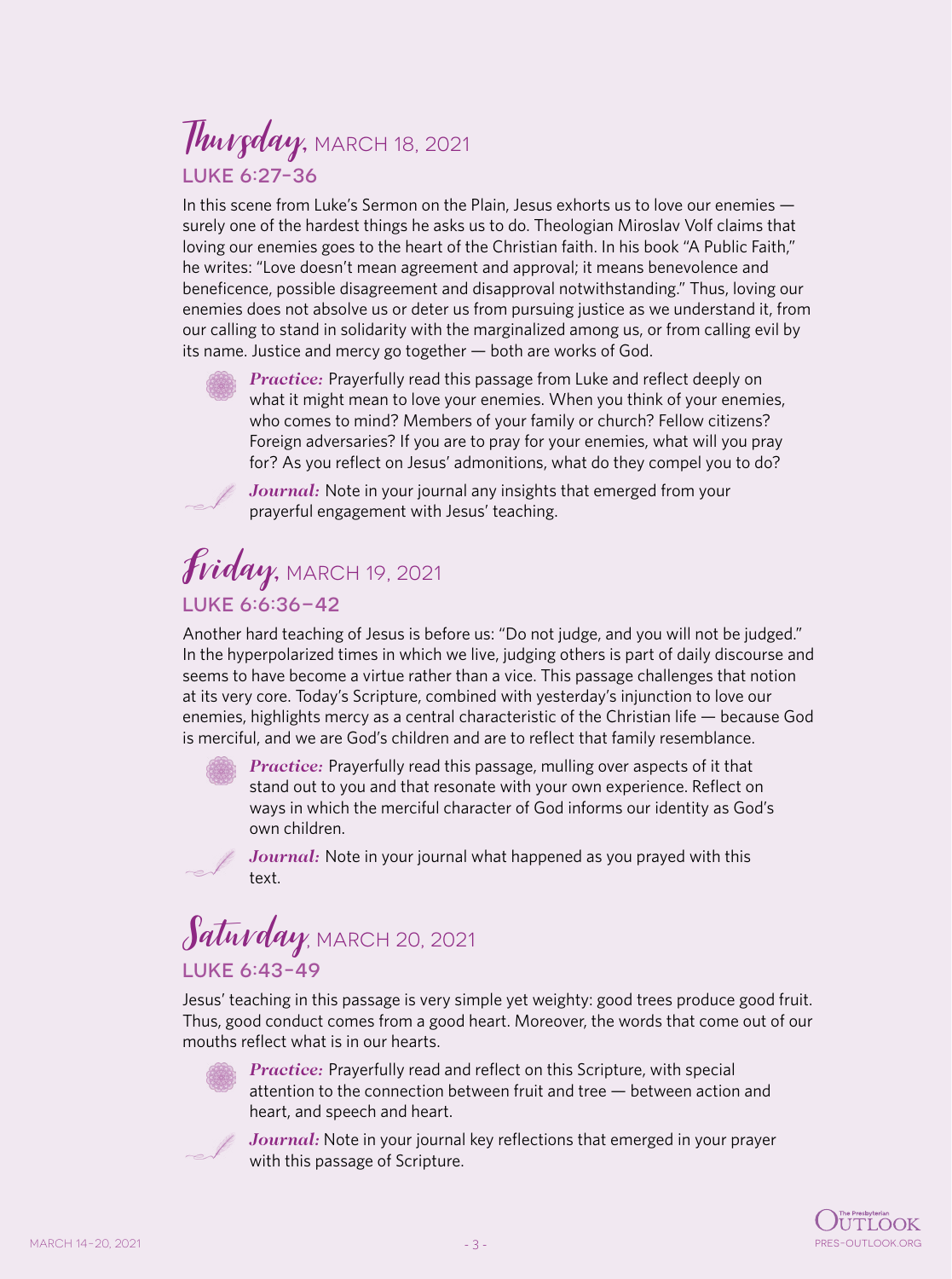## Thursday, MARCH 18, 2021

### LUKE 6:27-36

In this scene from Luke's Sermon on the Plain, Jesus exhorts us to love our enemies — surely one of the hardest things he asks us to do. Theologian Miroslav Volf claims that loving our enemies goes to the heart of the Christian faith. In his book "A Public Faith," he writes: "Love doesn't mean agreement and approval; it means benevolence and beneficence, possible disagreement and disapproval notwithstanding." Thus, loving our enemies does not absolve us or deter us from pursuing justice as we understand it, from our calling to stand in solidarity with the marginalized among us, or from calling evil by its name. Justice and mercy go together — both are works of God.

***Practice:*** Prayerfully read this passage from Luke and reflect deeply on what it might mean to love your enemies. When you think of your enemies, who comes to mind? Members of your family or church? Fellow citizens? Foreign adversaries? If you are to pray for your enemies, what will you pray for? As you reflect on Jesus' admonitions, what do they compel you to do?

***Journal:*** Note in your journal any insights that emerged from your prayerful engagement with Jesus' teaching.

## Friday, MARCH 19, 2021

### LUKE 6:6:36–42

Another hard teaching of Jesus is before us: "Do not judge, and you will not be judged." In the hyperpolarized times in which we live, judging others is part of daily discourse and seems to have become a virtue rather than a vice. This passage challenges that notion at its very core. Today's Scripture, combined with yesterday's injunction to love our enemies, highlights mercy as a central characteristic of the Christian life — because God is merciful, and we are God's children and are to reflect that family resemblance.

***Practice:*** Prayerfully read this passage, mulling over aspects of it that stand out to you and that resonate with your own experience. Reflect on ways in which the merciful character of God informs our identity as God's own children.

***Journal:*** Note in your journal what happened as you prayed with this text.

## Saturday, MARCH 20, 2021

### LUKE 6:43-49

Jesus' teaching in this passage is very simple yet weighty: good trees produce good fruit. Thus, good conduct comes from a good heart. Moreover, the words that come out of our mouths reflect what is in our hearts.

***Practice:*** Prayerfully read and reflect on this Scripture, with special attention to the connection between fruit and tree — between action and heart, and speech and heart.

***Journal:*** Note in your journal key reflections that emerged in your prayer with this passage of Scripture.